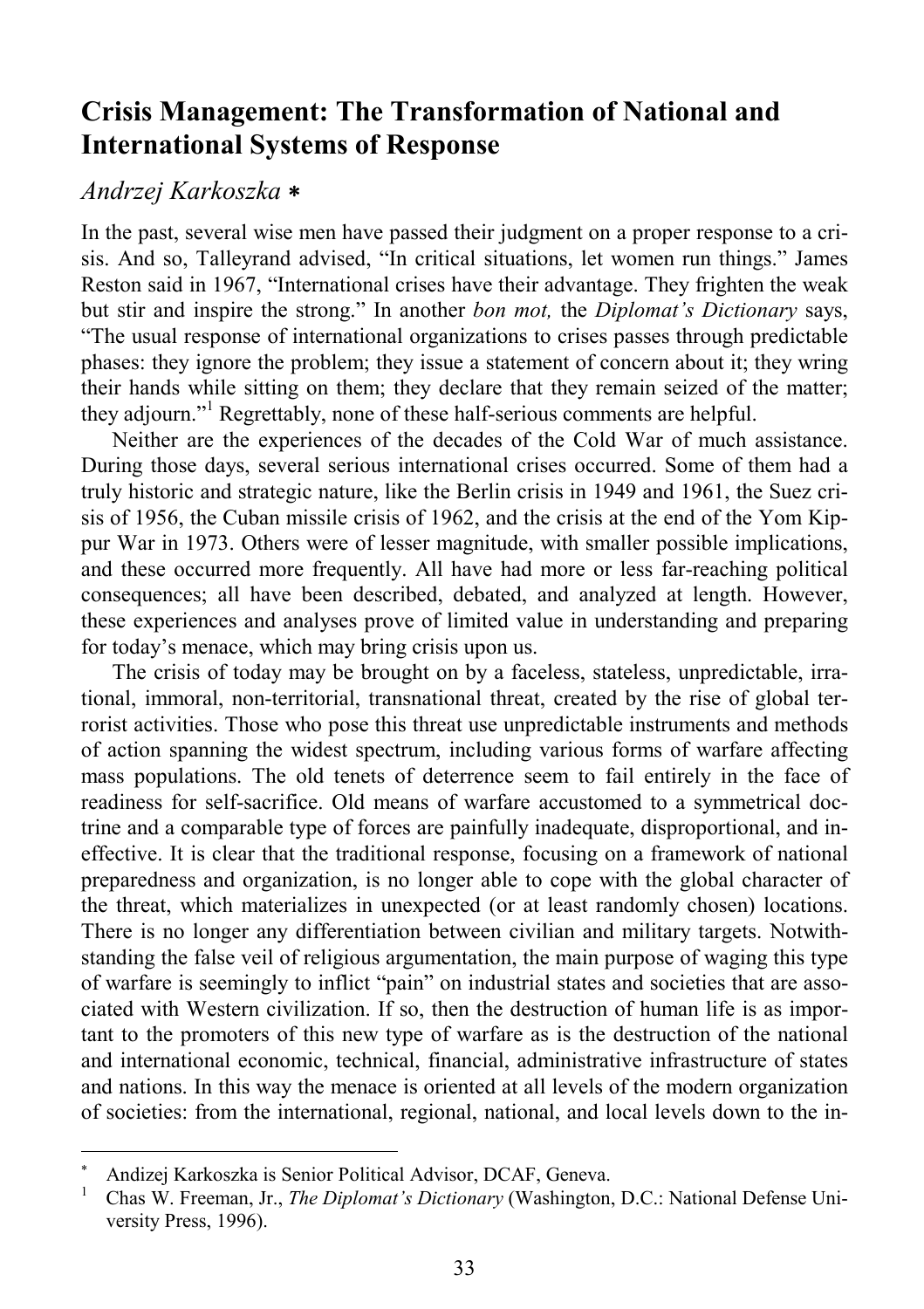# Crisis Management: The Transformation of National and International Systems of Response

*Andrzej Karkoszka* *

In the past, several wise men have passed their judgment on a proper response to a crisis. And so, Talleyrand advised, "In critical situations, let women run things." James Reston said in 1967, "International crises have their advantage. They frighten the weak but stir and inspire the strong." In another *bon mot,* the *Diplomat's Dictionary* says, "The usual response of international organizations to crises passes through predictable phases: they ignore the problem; they issue a statement of concern about it; they wring their hands while sitting on them; they declare that they remain seized of the matter; they adjourn."[1] Regrettably, none of these half-serious comments are helpful.

Neither are the experiences of the decades of the Cold War of much assistance. During those days, several serious international crises occurred. Some of them had a truly historic and strategic nature, like the Berlin crisis in 1949 and 1961, the Suez crisis of 1956, the Cuban missile crisis of 1962, and the crisis at the end of the Yom Kippur War in 1973. Others were of lesser magnitude, with smaller possible implications, and these occurred more frequently. All have had more or less far-reaching political consequences; all have been described, debated, and analyzed at length. However, these experiences and analyses prove of limited value in understanding and preparing for today's menace, which may bring crisis upon us.

The crisis of today may be brought on by a faceless, stateless, unpredictable, irrational, immoral, non-territorial, transnational threat, created by the rise of global terrorist activities. Those who pose this threat use unpredictable instruments and methods of action spanning the widest spectrum, including various forms of warfare affecting mass populations. The old tenets of deterrence seem to fail entirely in the face of readiness for self-sacrifice. Old means of warfare accustomed to a symmetrical doctrine and a comparable type of forces are painfully inadequate, disproportional, and ineffective. It is clear that the traditional response, focusing on a framework of national preparedness and organization, is no longer able to cope with the global character of the threat, which materializes in unexpected (or at least randomly chosen) locations. There is no longer any differentiation between civilian and military targets. Notwithstanding the false veil of religious argumentation, the main purpose of waging this type of warfare is seemingly to inflict "pain" on industrial states and societies that are associated with Western civilization. If so, then the destruction of human life is as important to the promoters of this new type of warfare as is the destruction of the national and international economic, technical, financial, administrative infrastructure of states and nations. In this way the menace is oriented at all levels of the modern organization of societies: from the international, regional, national, and local levels down to the in-

---

\* Andizej Karkoszka is Senior Political Advisor, DCAF, Geneva.

[1] Chas W. Freeman, Jr., *The Diplomat's Dictionary* (Washington, D.C.: National Defense University Press, 1996).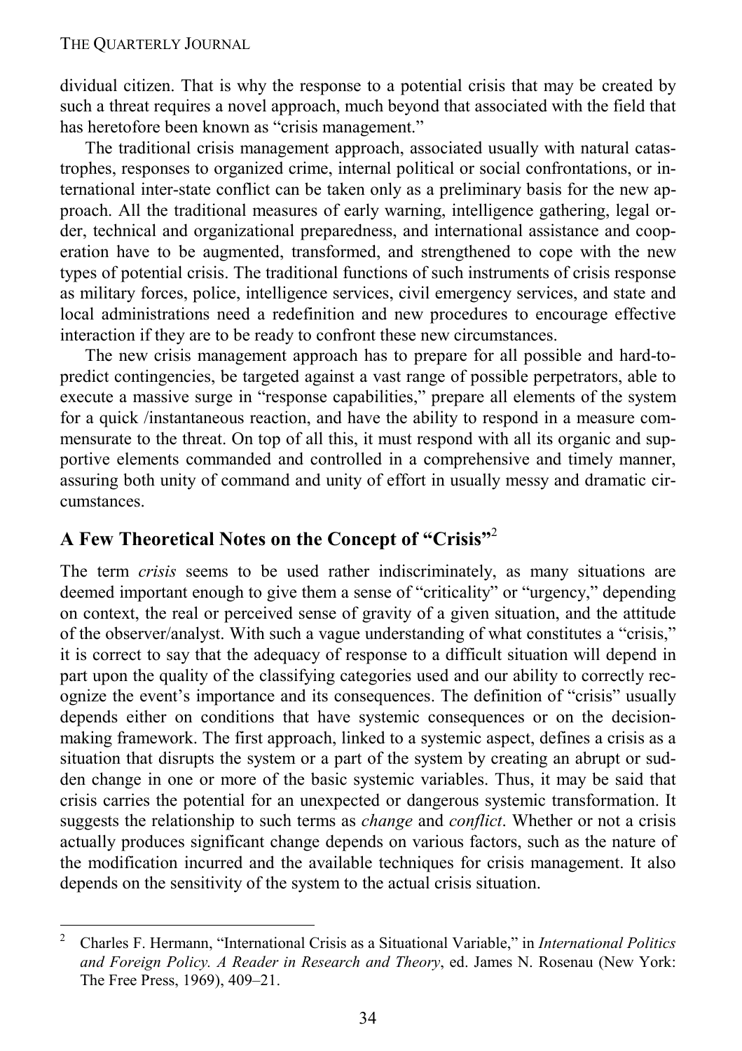dividual citizen. That is why the response to a potential crisis that may be created by such a threat requires a novel approach, much beyond that associated with the field that has heretofore been known as "crisis management."

The traditional crisis management approach, associated usually with natural catastrophes, responses to organized crime, internal political or social confrontations, or international inter-state conflict can be taken only as a preliminary basis for the new approach. All the traditional measures of early warning, intelligence gathering, legal order, technical and organizational preparedness, and international assistance and cooperation have to be augmented, transformed, and strengthened to cope with the new types of potential crisis. The traditional functions of such instruments of crisis response as military forces, police, intelligence services, civil emergency services, and state and local administrations need a redefinition and new procedures to encourage effective interaction if they are to be ready to confront these new circumstances.

The new crisis management approach has to prepare for all possible and hard-to-predict contingencies, be targeted against a vast range of possible perpetrators, able to execute a massive surge in "response capabilities," prepare all elements of the system for a quick /instantaneous reaction, and have the ability to respond in a measure commensurate to the threat. On top of all this, it must respond with all its organic and supportive elements commanded and controlled in a comprehensive and timely manner, assuring both unity of command and unity of effort in usually messy and dramatic circumstances.

## A Few Theoretical Notes on the Concept of "Crisis"[2]

The term *crisis* seems to be used rather indiscriminately, as many situations are deemed important enough to give them a sense of "criticality" or "urgency," depending on context, the real or perceived sense of gravity of a given situation, and the attitude of the observer/analyst. With such a vague understanding of what constitutes a "crisis," it is correct to say that the adequacy of response to a difficult situation will depend in part upon the quality of the classifying categories used and our ability to correctly recognize the event's importance and its consequences. The definition of "crisis" usually depends either on conditions that have systemic consequences or on the decision-making framework. The first approach, linked to a systemic aspect, defines a crisis as a situation that disrupts the system or a part of the system by creating an abrupt or sudden change in one or more of the basic systemic variables. Thus, it may be said that crisis carries the potential for an unexpected or dangerous systemic transformation. It suggests the relationship to such terms as *change* and *conflict*. Whether or not a crisis actually produces significant change depends on various factors, such as the nature of the modification incurred and the available techniques for crisis management. It also depends on the sensitivity of the system to the actual crisis situation.

[2] Charles F. Hermann, "International Crisis as a Situational Variable," in *International Politics and Foreign Policy. A Reader in Research and Theory*, ed. James N. Rosenau (New York: The Free Press, 1969), 409–21.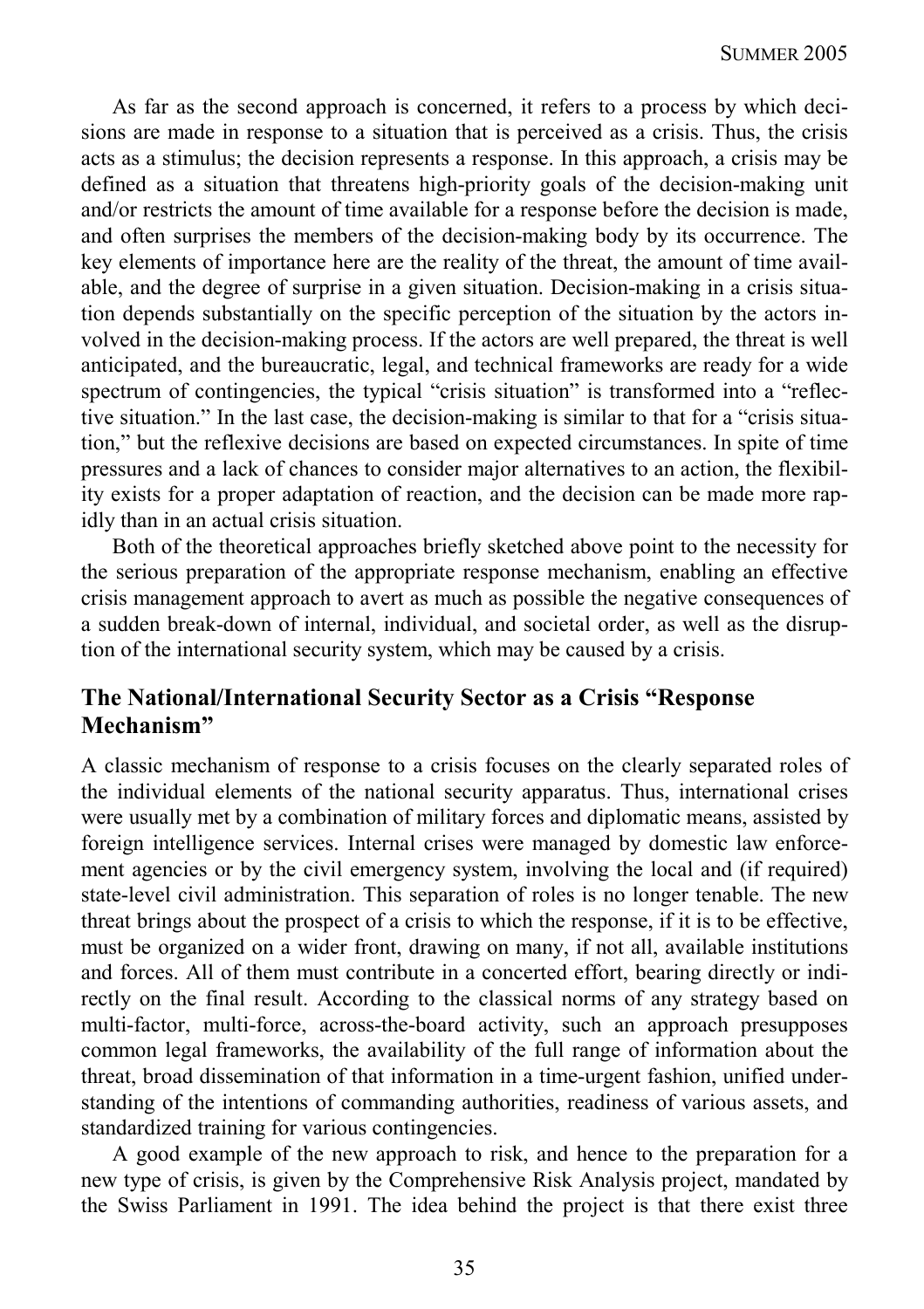As far as the second approach is concerned, it refers to a process by which decisions are made in response to a situation that is perceived as a crisis. Thus, the crisis acts as a stimulus; the decision represents a response. In this approach, a crisis may be defined as a situation that threatens high-priority goals of the decision-making unit and/or restricts the amount of time available for a response before the decision is made, and often surprises the members of the decision-making body by its occurrence. The key elements of importance here are the reality of the threat, the amount of time available, and the degree of surprise in a given situation. Decision-making in a crisis situation depends substantially on the specific perception of the situation by the actors involved in the decision-making process. If the actors are well prepared, the threat is well anticipated, and the bureaucratic, legal, and technical frameworks are ready for a wide spectrum of contingencies, the typical "crisis situation" is transformed into a "reflective situation." In the last case, the decision-making is similar to that for a "crisis situation," but the reflexive decisions are based on expected circumstances. In spite of time pressures and a lack of chances to consider major alternatives to an action, the flexibility exists for a proper adaptation of reaction, and the decision can be made more rapidly than in an actual crisis situation.

Both of the theoretical approaches briefly sketched above point to the necessity for the serious preparation of the appropriate response mechanism, enabling an effective crisis management approach to avert as much as possible the negative consequences of a sudden break-down of internal, individual, and societal order, as well as the disruption of the international security system, which may be caused by a crisis.

## The National/International Security Sector as a Crisis "Response Mechanism"

A classic mechanism of response to a crisis focuses on the clearly separated roles of the individual elements of the national security apparatus. Thus, international crises were usually met by a combination of military forces and diplomatic means, assisted by foreign intelligence services. Internal crises were managed by domestic law enforcement agencies or by the civil emergency system, involving the local and (if required) state-level civil administration. This separation of roles is no longer tenable. The new threat brings about the prospect of a crisis to which the response, if it is to be effective, must be organized on a wider front, drawing on many, if not all, available institutions and forces. All of them must contribute in a concerted effort, bearing directly or indirectly on the final result. According to the classical norms of any strategy based on multi-factor, multi-force, across-the-board activity, such an approach presupposes common legal frameworks, the availability of the full range of information about the threat, broad dissemination of that information in a time-urgent fashion, unified understanding of the intentions of commanding authorities, readiness of various assets, and standardized training for various contingencies.

A good example of the new approach to risk, and hence to the preparation for a new type of crisis, is given by the Comprehensive Risk Analysis project, mandated by the Swiss Parliament in 1991. The idea behind the project is that there exist three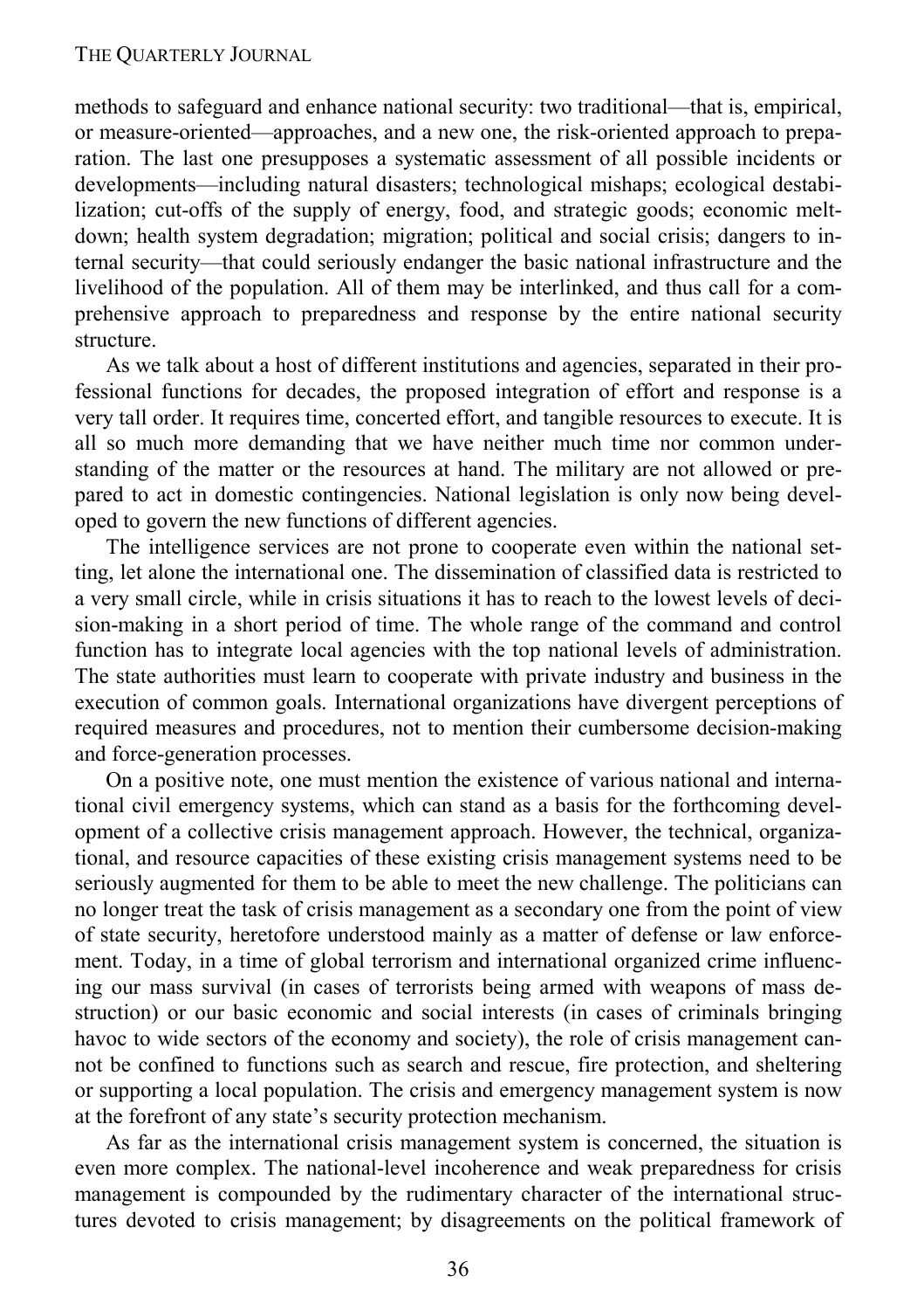methods to safeguard and enhance national security: two traditional—that is, empirical, or measure-oriented—approaches, and a new one, the risk-oriented approach to preparation. The last one presupposes a systematic assessment of all possible incidents or developments—including natural disasters; technological mishaps; ecological destabilization; cut-offs of the supply of energy, food, and strategic goods; economic meltdown; health system degradation; migration; political and social crisis; dangers to internal security—that could seriously endanger the basic national infrastructure and the livelihood of the population. All of them may be interlinked, and thus call for a comprehensive approach to preparedness and response by the entire national security structure.

As we talk about a host of different institutions and agencies, separated in their professional functions for decades, the proposed integration of effort and response is a very tall order. It requires time, concerted effort, and tangible resources to execute. It is all so much more demanding that we have neither much time nor common understanding of the matter or the resources at hand. The military are not allowed or prepared to act in domestic contingencies. National legislation is only now being developed to govern the new functions of different agencies.

The intelligence services are not prone to cooperate even within the national setting, let alone the international one. The dissemination of classified data is restricted to a very small circle, while in crisis situations it has to reach to the lowest levels of decision-making in a short period of time. The whole range of the command and control function has to integrate local agencies with the top national levels of administration. The state authorities must learn to cooperate with private industry and business in the execution of common goals. International organizations have divergent perceptions of required measures and procedures, not to mention their cumbersome decision-making and force-generation processes.

On a positive note, one must mention the existence of various national and international civil emergency systems, which can stand as a basis for the forthcoming development of a collective crisis management approach. However, the technical, organizational, and resource capacities of these existing crisis management systems need to be seriously augmented for them to be able to meet the new challenge. The politicians can no longer treat the task of crisis management as a secondary one from the point of view of state security, heretofore understood mainly as a matter of defense or law enforcement. Today, in a time of global terrorism and international organized crime influencing our mass survival (in cases of terrorists being armed with weapons of mass destruction) or our basic economic and social interests (in cases of criminals bringing havoc to wide sectors of the economy and society), the role of crisis management cannot be confined to functions such as search and rescue, fire protection, and sheltering or supporting a local population. The crisis and emergency management system is now at the forefront of any state's security protection mechanism.

As far as the international crisis management system is concerned, the situation is even more complex. The national-level incoherence and weak preparedness for crisis management is compounded by the rudimentary character of the international structures devoted to crisis management; by disagreements on the political framework of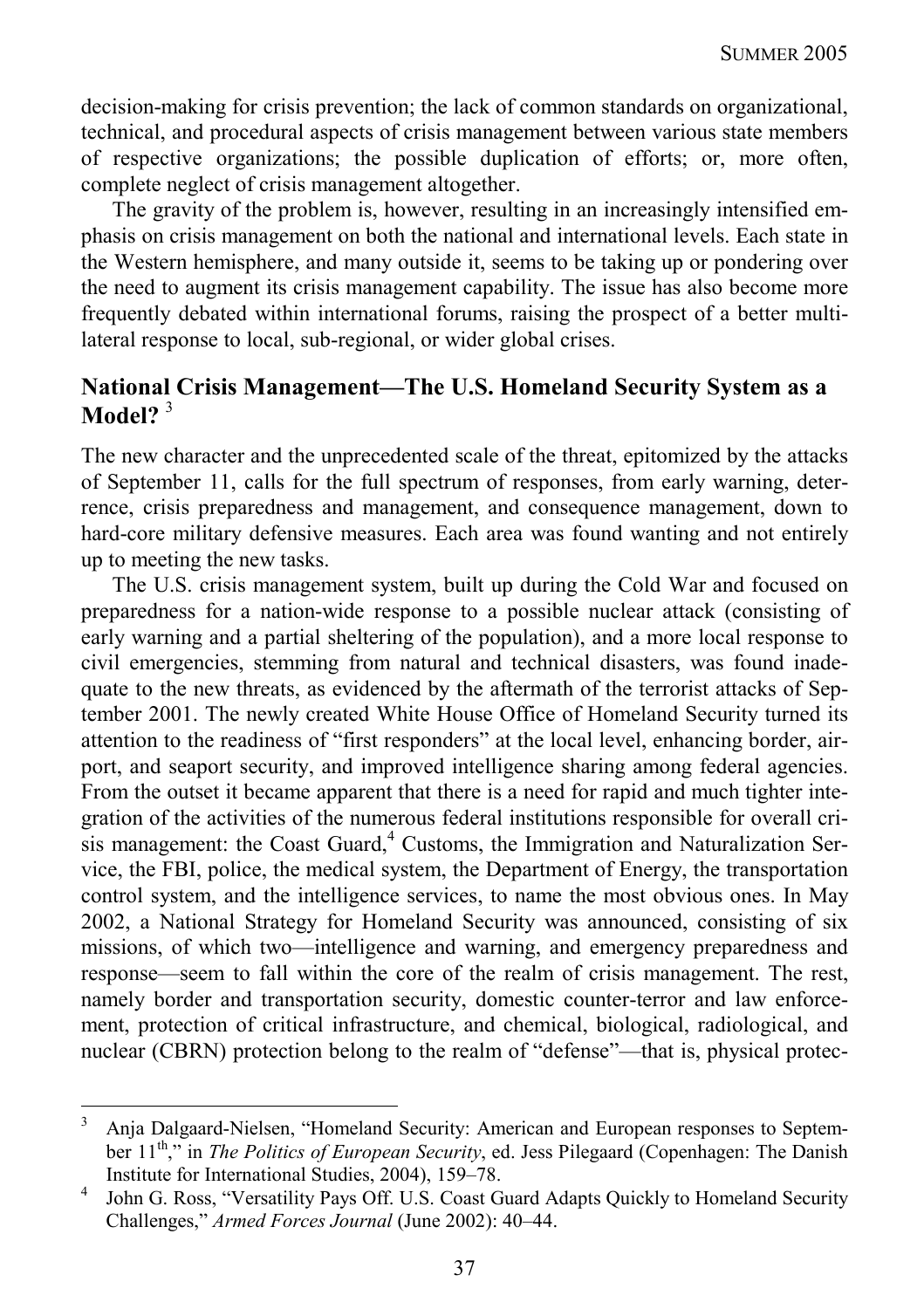decision-making for crisis prevention; the lack of common standards on organizational, technical, and procedural aspects of crisis management between various state members of respective organizations; the possible duplication of efforts; or, more often, complete neglect of crisis management altogether.

The gravity of the problem is, however, resulting in an increasingly intensified emphasis on crisis management on both the national and international levels. Each state in the Western hemisphere, and many outside it, seems to be taking up or pondering over the need to augment its crisis management capability. The issue has also become more frequently debated within international forums, raising the prospect of a better multilateral response to local, sub-regional, or wider global crises.

## National Crisis Management—The U.S. Homeland Security System as a Model? [3]

The new character and the unprecedented scale of the threat, epitomized by the attacks of September 11, calls for the full spectrum of responses, from early warning, deterrence, crisis preparedness and management, and consequence management, down to hard-core military defensive measures. Each area was found wanting and not entirely up to meeting the new tasks.

The U.S. crisis management system, built up during the Cold War and focused on preparedness for a nation-wide response to a possible nuclear attack (consisting of early warning and a partial sheltering of the population), and a more local response to civil emergencies, stemming from natural and technical disasters, was found inadequate to the new threats, as evidenced by the aftermath of the terrorist attacks of September 2001. The newly created White House Office of Homeland Security turned its attention to the readiness of "first responders" at the local level, enhancing border, airport, and seaport security, and improved intelligence sharing among federal agencies. From the outset it became apparent that there is a need for rapid and much tighter integration of the activities of the numerous federal institutions responsible for overall crisis management: the Coast Guard,[4] Customs, the Immigration and Naturalization Service, the FBI, police, the medical system, the Department of Energy, the transportation control system, and the intelligence services, to name the most obvious ones. In May 2002, a National Strategy for Homeland Security was announced, consisting of six missions, of which two—intelligence and warning, and emergency preparedness and response—seem to fall within the core of the realm of crisis management. The rest, namely border and transportation security, domestic counter-terror and law enforcement, protection of critical infrastructure, and chemical, biological, radiological, and nuclear (CBRN) protection belong to the realm of "defense"—that is, physical protec-

---

[3] Anja Dalgaard-Nielsen, "Homeland Security: American and European responses to September 11th," in *The Politics of European Security*, ed. Jess Pilegaard (Copenhagen: The Danish Institute for International Studies, 2004), 159–78.

[4] John G. Ross, "Versatility Pays Off. U.S. Coast Guard Adapts Quickly to Homeland Security Challenges," *Armed Forces Journal* (June 2002): 40–44.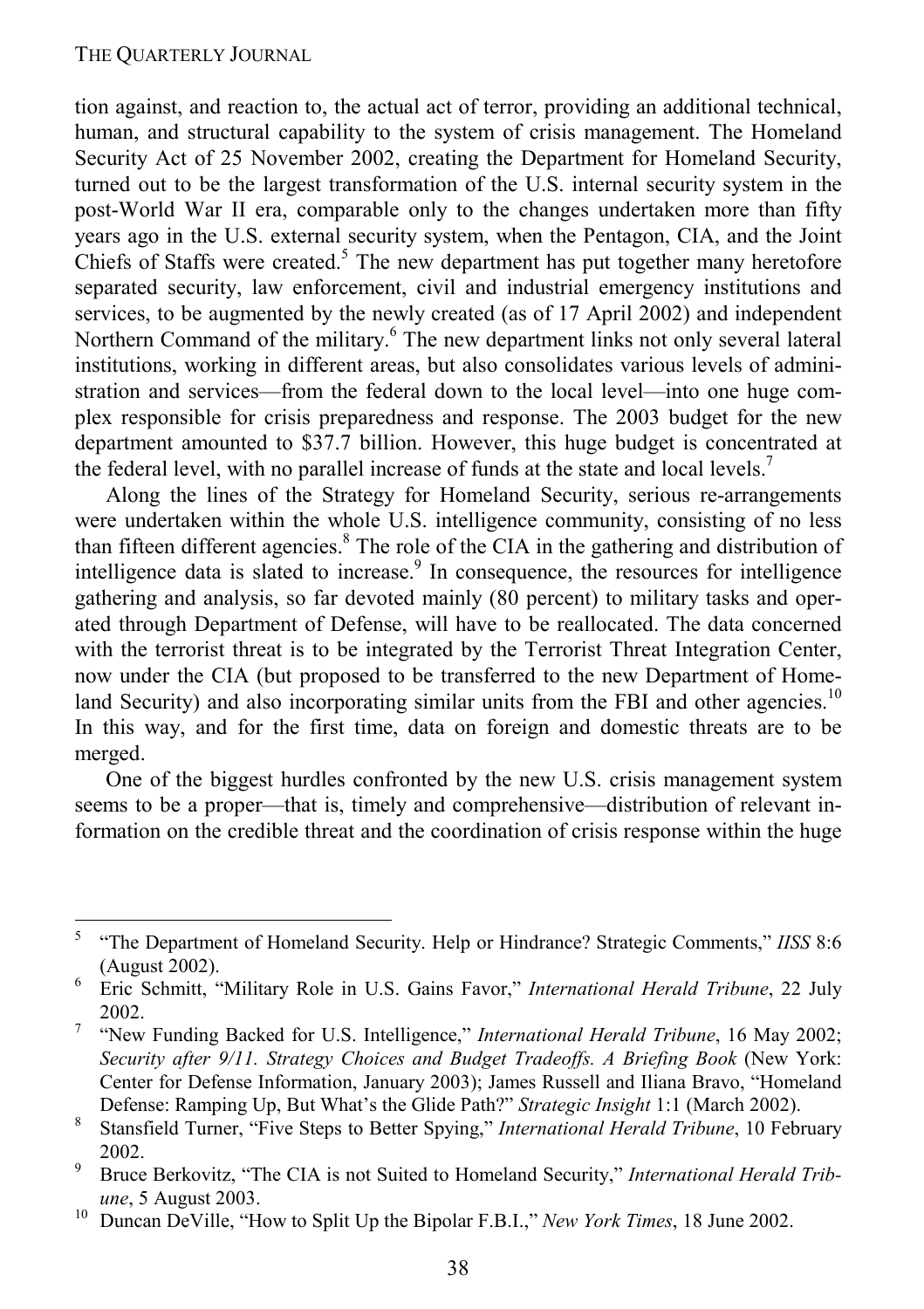tion against, and reaction to, the actual act of terror, providing an additional technical, human, and structural capability to the system of crisis management. The Homeland Security Act of 25 November 2002, creating the Department for Homeland Security, turned out to be the largest transformation of the U.S. internal security system in the post-World War II era, comparable only to the changes undertaken more than fifty years ago in the U.S. external security system, when the Pentagon, CIA, and the Joint Chiefs of Staffs were created.[5] The new department has put together many heretofore separated security, law enforcement, civil and industrial emergency institutions and services, to be augmented by the newly created (as of 17 April 2002) and independent Northern Command of the military.[6] The new department links not only several lateral institutions, working in different areas, but also consolidates various levels of administration and services—from the federal down to the local level—into one huge complex responsible for crisis preparedness and response. The 2003 budget for the new department amounted to $37.7 billion. However, this huge budget is concentrated at the federal level, with no parallel increase of funds at the state and local levels.[7]

Along the lines of the Strategy for Homeland Security, serious re-arrangements were undertaken within the whole U.S. intelligence community, consisting of no less than fifteen different agencies.[8] The role of the CIA in the gathering and distribution of intelligence data is slated to increase.[9] In consequence, the resources for intelligence gathering and analysis, so far devoted mainly (80 percent) to military tasks and operated through Department of Defense, will have to be reallocated. The data concerned with the terrorist threat is to be integrated by the Terrorist Threat Integration Center, now under the CIA (but proposed to be transferred to the new Department of Homeland Security) and also incorporating similar units from the FBI and other agencies.[10] In this way, and for the first time, data on foreign and domestic threats are to be merged.

One of the biggest hurdles confronted by the new U.S. crisis management system seems to be a proper—that is, timely and comprehensive—distribution of relevant information on the credible threat and the coordination of crisis response within the huge

---

[5] "The Department of Homeland Security. Help or Hindrance? Strategic Comments," *IISS* 8:6 (August 2002).

[6] Eric Schmitt, "Military Role in U.S. Gains Favor," *International Herald Tribune*, 22 July 2002.

[7] "New Funding Backed for U.S. Intelligence," *International Herald Tribune*, 16 May 2002; *Security after 9/11. Strategy Choices and Budget Tradeoffs. A Briefing Book* (New York: Center for Defense Information, January 2003); James Russell and Iliana Bravo, "Homeland Defense: Ramping Up, But What's the Glide Path?" *Strategic Insight* 1:1 (March 2002).

[8] Stansfield Turner, "Five Steps to Better Spying," *International Herald Tribune*, 10 February 2002.

[9] Bruce Berkovitz, "The CIA is not Suited to Homeland Security," *International Herald Tribune*, 5 August 2003.

[10] Duncan DeVille, "How to Split Up the Bipolar F.B.I.," *New York Times*, 18 June 2002.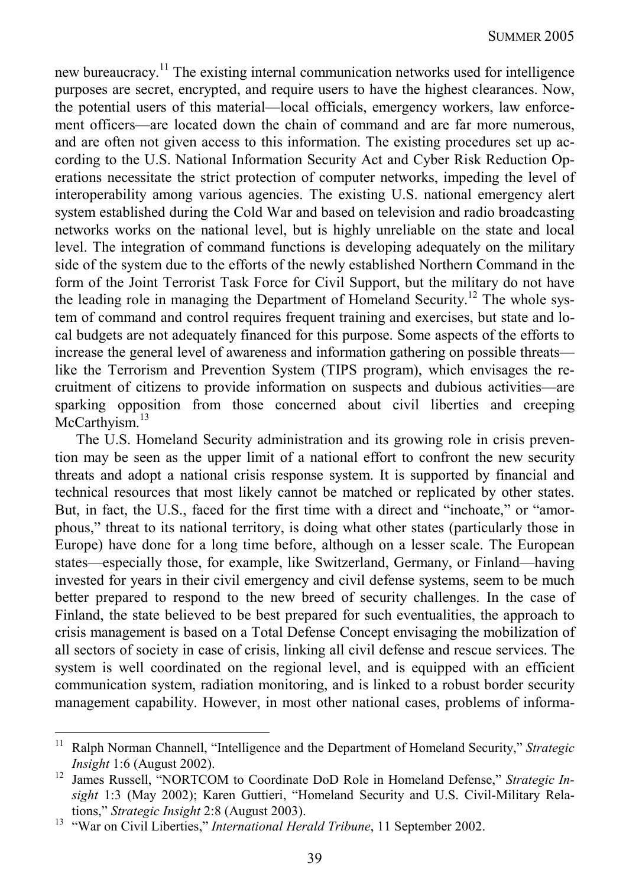new bureaucracy.[11] The existing internal communication networks used for intelligence purposes are secret, encrypted, and require users to have the highest clearances. Now, the potential users of this material—local officials, emergency workers, law enforcement officers—are located down the chain of command and are far more numerous, and are often not given access to this information. The existing procedures set up according to the U.S. National Information Security Act and Cyber Risk Reduction Operations necessitate the strict protection of computer networks, impeding the level of interoperability among various agencies. The existing U.S. national emergency alert system established during the Cold War and based on television and radio broadcasting networks works on the national level, but is highly unreliable on the state and local level. The integration of command functions is developing adequately on the military side of the system due to the efforts of the newly established Northern Command in the form of the Joint Terrorist Task Force for Civil Support, but the military do not have the leading role in managing the Department of Homeland Security.[12] The whole system of command and control requires frequent training and exercises, but state and local budgets are not adequately financed for this purpose. Some aspects of the efforts to increase the general level of awareness and information gathering on possible threats—like the Terrorism and Prevention System (TIPS program), which envisages the recruitment of citizens to provide information on suspects and dubious activities—are sparking opposition from those concerned about civil liberties and creeping McCarthyism.[13]

The U.S. Homeland Security administration and its growing role in crisis prevention may be seen as the upper limit of a national effort to confront the new security threats and adopt a national crisis response system. It is supported by financial and technical resources that most likely cannot be matched or replicated by other states. But, in fact, the U.S., faced for the first time with a direct and "inchoate," or "amorphous," threat to its national territory, is doing what other states (particularly those in Europe) have done for a long time before, although on a lesser scale. The European states—especially those, for example, like Switzerland, Germany, or Finland—having invested for years in their civil emergency and civil defense systems, seem to be much better prepared to respond to the new breed of security challenges. In the case of Finland, the state believed to be best prepared for such eventualities, the approach to crisis management is based on a Total Defense Concept envisaging the mobilization of all sectors of society in case of crisis, linking all civil defense and rescue services. The system is well coordinated on the regional level, and is equipped with an efficient communication system, radiation monitoring, and is linked to a robust border security management capability. However, in most other national cases, problems of informa-

---

[11] Ralph Norman Channell, "Intelligence and the Department of Homeland Security," *Strategic Insight* 1:6 (August 2002).

[12] James Russell, "NORTCOM to Coordinate DoD Role in Homeland Defense," *Strategic Insight* 1:3 (May 2002); Karen Guttieri, "Homeland Security and U.S. Civil-Military Relations," *Strategic Insight* 2:8 (August 2003).

[13] "War on Civil Liberties," *International Herald Tribune*, 11 September 2002.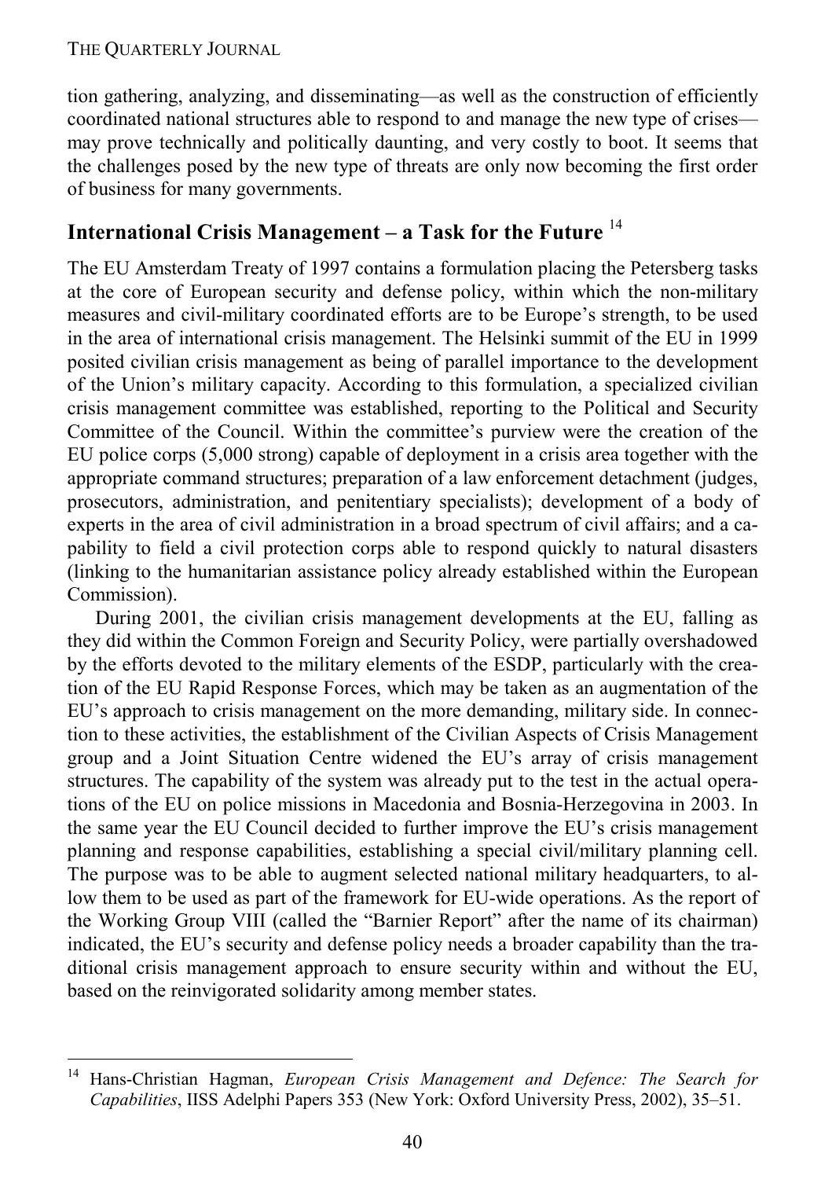tion gathering, analyzing, and disseminating—as well as the construction of efficiently coordinated national structures able to respond to and manage the new type of crises—may prove technically and politically daunting, and very costly to boot. It seems that the challenges posed by the new type of threats are only now becoming the first order of business for many governments.

## International Crisis Management – a Task for the Future [14]

The EU Amsterdam Treaty of 1997 contains a formulation placing the Petersberg tasks at the core of European security and defense policy, within which the non-military measures and civil-military coordinated efforts are to be Europe's strength, to be used in the area of international crisis management. The Helsinki summit of the EU in 1999 posited civilian crisis management as being of parallel importance to the development of the Union's military capacity. According to this formulation, a specialized civilian crisis management committee was established, reporting to the Political and Security Committee of the Council. Within the committee's purview were the creation of the EU police corps (5,000 strong) capable of deployment in a crisis area together with the appropriate command structures; preparation of a law enforcement detachment (judges, prosecutors, administration, and penitentiary specialists); development of a body of experts in the area of civil administration in a broad spectrum of civil affairs; and a capability to field a civil protection corps able to respond quickly to natural disasters (linking to the humanitarian assistance policy already established within the European Commission).

During 2001, the civilian crisis management developments at the EU, falling as they did within the Common Foreign and Security Policy, were partially overshadowed by the efforts devoted to the military elements of the ESDP, particularly with the creation of the EU Rapid Response Forces, which may be taken as an augmentation of the EU's approach to crisis management on the more demanding, military side. In connection to these activities, the establishment of the Civilian Aspects of Crisis Management group and a Joint Situation Centre widened the EU's array of crisis management structures. The capability of the system was already put to the test in the actual operations of the EU on police missions in Macedonia and Bosnia-Herzegovina in 2003. In the same year the EU Council decided to further improve the EU's crisis management planning and response capabilities, establishing a special civil/military planning cell. The purpose was to be able to augment selected national military headquarters, to allow them to be used as part of the framework for EU-wide operations. As the report of the Working Group VIII (called the "Barnier Report" after the name of its chairman) indicated, the EU's security and defense policy needs a broader capability than the traditional crisis management approach to ensure security within and without the EU, based on the reinvigorated solidarity among member states.

---

[14] Hans-Christian Hagman, *European Crisis Management and Defence: The Search for Capabilities*, IISS Adelphi Papers 353 (New York: Oxford University Press, 2002), 35–51.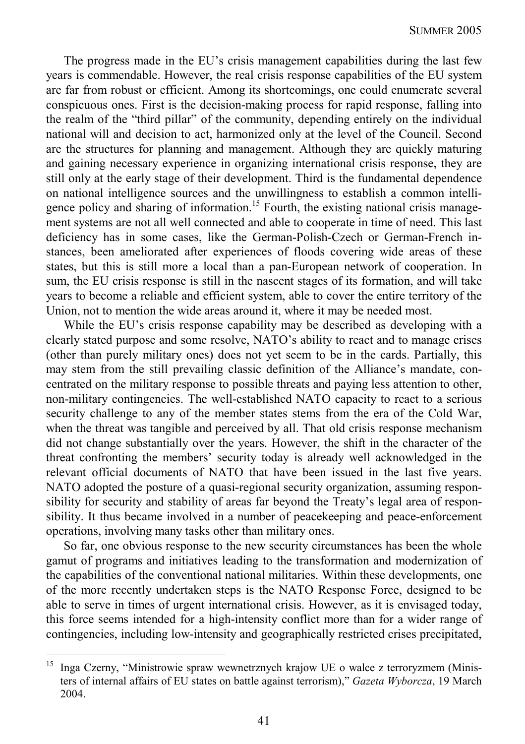The progress made in the EU's crisis management capabilities during the last few years is commendable. However, the real crisis response capabilities of the EU system are far from robust or efficient. Among its shortcomings, one could enumerate several conspicuous ones. First is the decision-making process for rapid response, falling into the realm of the "third pillar" of the community, depending entirely on the individual national will and decision to act, harmonized only at the level of the Council. Second are the structures for planning and management. Although they are quickly maturing and gaining necessary experience in organizing international crisis response, they are still only at the early stage of their development. Third is the fundamental dependence on national intelligence sources and the unwillingness to establish a common intelligence policy and sharing of information.[15] Fourth, the existing national crisis management systems are not all well connected and able to cooperate in time of need. This last deficiency has in some cases, like the German-Polish-Czech or German-French instances, been ameliorated after experiences of floods covering wide areas of these states, but this is still more a local than a pan-European network of cooperation. In sum, the EU crisis response is still in the nascent stages of its formation, and will take years to become a reliable and efficient system, able to cover the entire territory of the Union, not to mention the wide areas around it, where it may be needed most.

While the EU's crisis response capability may be described as developing with a clearly stated purpose and some resolve, NATO's ability to react and to manage crises (other than purely military ones) does not yet seem to be in the cards. Partially, this may stem from the still prevailing classic definition of the Alliance's mandate, concentrated on the military response to possible threats and paying less attention to other, non-military contingencies. The well-established NATO capacity to react to a serious security challenge to any of the member states stems from the era of the Cold War, when the threat was tangible and perceived by all. That old crisis response mechanism did not change substantially over the years. However, the shift in the character of the threat confronting the members' security today is already well acknowledged in the relevant official documents of NATO that have been issued in the last five years. NATO adopted the posture of a quasi-regional security organization, assuming responsibility for security and stability of areas far beyond the Treaty's legal area of responsibility. It thus became involved in a number of peacekeeping and peace-enforcement operations, involving many tasks other than military ones.

So far, one obvious response to the new security circumstances has been the whole gamut of programs and initiatives leading to the transformation and modernization of the capabilities of the conventional national militaries. Within these developments, one of the more recently undertaken steps is the NATO Response Force, designed to be able to serve in times of urgent international crisis. However, as it is envisaged today, this force seems intended for a high-intensity conflict more than for a wider range of contingencies, including low-intensity and geographically restricted crises precipitated,

---

[15] Inga Czerny, "Ministrowie spraw wewnetrznych krajow UE o walce z terroryzmem (Ministers of internal affairs of EU states on battle against terrorism)," *Gazeta Wyborcza*, 19 March 2004.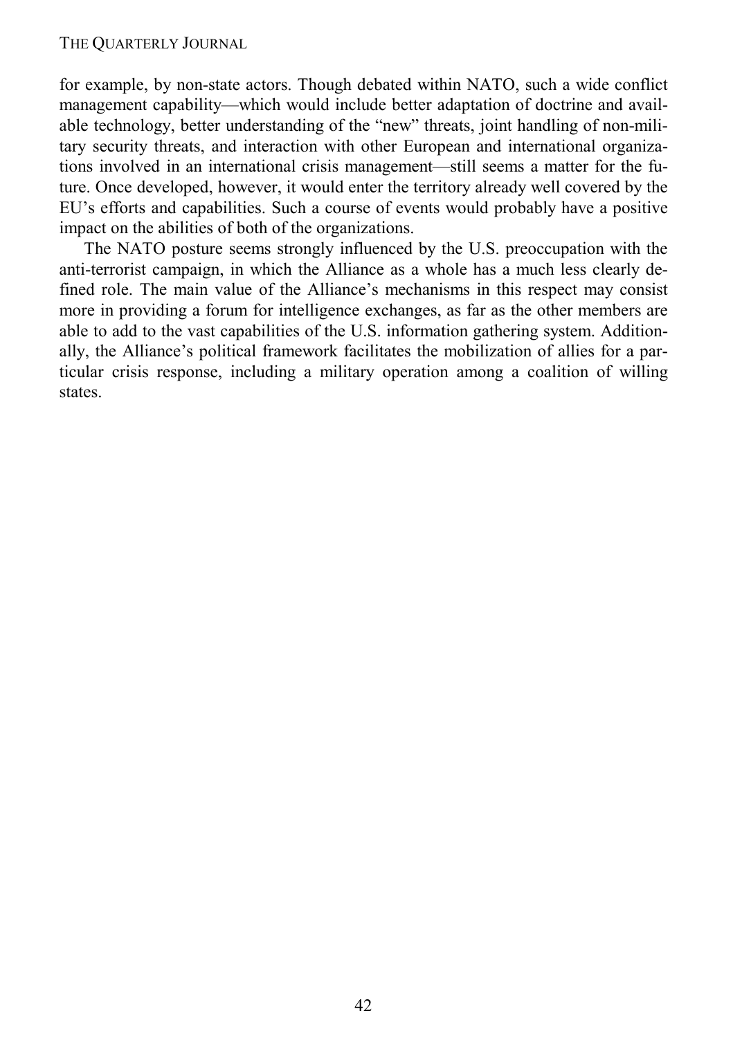for example, by non-state actors. Though debated within NATO, such a wide conflict management capability—which would include better adaptation of doctrine and available technology, better understanding of the "new" threats, joint handling of non-military security threats, and interaction with other European and international organizations involved in an international crisis management—still seems a matter for the future. Once developed, however, it would enter the territory already well covered by the EU's efforts and capabilities. Such a course of events would probably have a positive impact on the abilities of both of the organizations.

The NATO posture seems strongly influenced by the U.S. preoccupation with the anti-terrorist campaign, in which the Alliance as a whole has a much less clearly defined role. The main value of the Alliance's mechanisms in this respect may consist more in providing a forum for intelligence exchanges, as far as the other members are able to add to the vast capabilities of the U.S. information gathering system. Additionally, the Alliance's political framework facilitates the mobilization of allies for a particular crisis response, including a military operation among a coalition of willing states.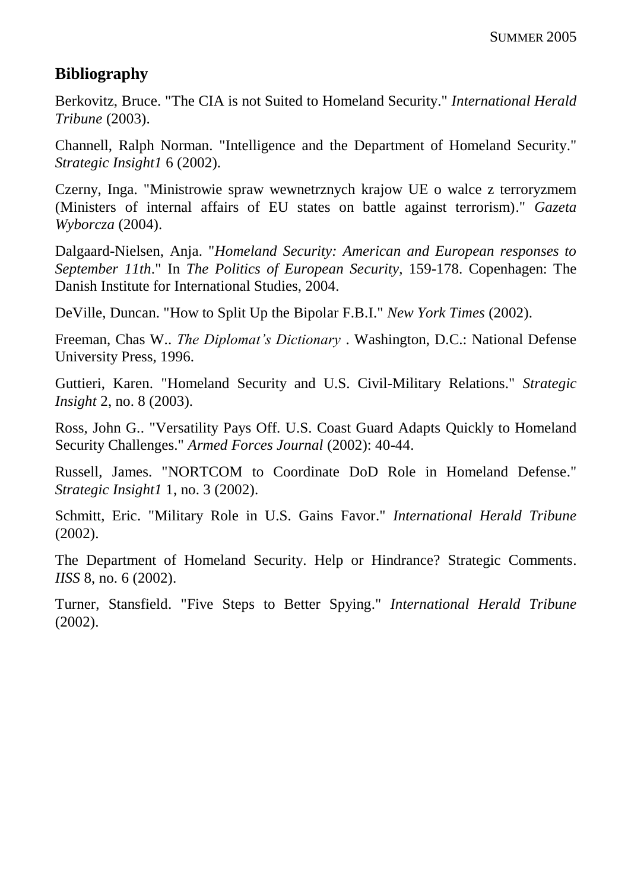## Bibliography

Berkovitz, Bruce. "The CIA is not Suited to Homeland Security." *International Herald Tribune* (2003).

Channell, Ralph Norman. "Intelligence and the Department of Homeland Security." *Strategic Insight1* 6 (2002).

Czerny, Inga. "Ministrowie spraw wewnetrznych krajow UE o walce z terroryzmem (Ministers of internal affairs of EU states on battle against terrorism)." *Gazeta Wyborcza* (2004).

Dalgaard-Nielsen, Anja. "*Homeland Security: American and European responses to September 11th*." In *The Politics of European Security*, 159-178. Copenhagen: The Danish Institute for International Studies, 2004.

DeVille, Duncan. "How to Split Up the Bipolar F.B.I." *New York Times* (2002).

Freeman, Chas W.. *The Diplomat's Dictionary* . Washington, D.C.: National Defense University Press, 1996.

Guttieri, Karen. "Homeland Security and U.S. Civil-Military Relations." *Strategic Insight* 2, no. 8 (2003).

Ross, John G.. "Versatility Pays Off. U.S. Coast Guard Adapts Quickly to Homeland Security Challenges." *Armed Forces Journal* (2002): 40-44.

Russell, James. "NORTCOM to Coordinate DoD Role in Homeland Defense." *Strategic Insight1* 1, no. 3 (2002).

Schmitt, Eric. "Military Role in U.S. Gains Favor." *International Herald Tribune* (2002).

The Department of Homeland Security. Help or Hindrance? Strategic Comments. *IISS* 8, no. 6 (2002).

Turner, Stansfield. "Five Steps to Better Spying." *International Herald Tribune* (2002).